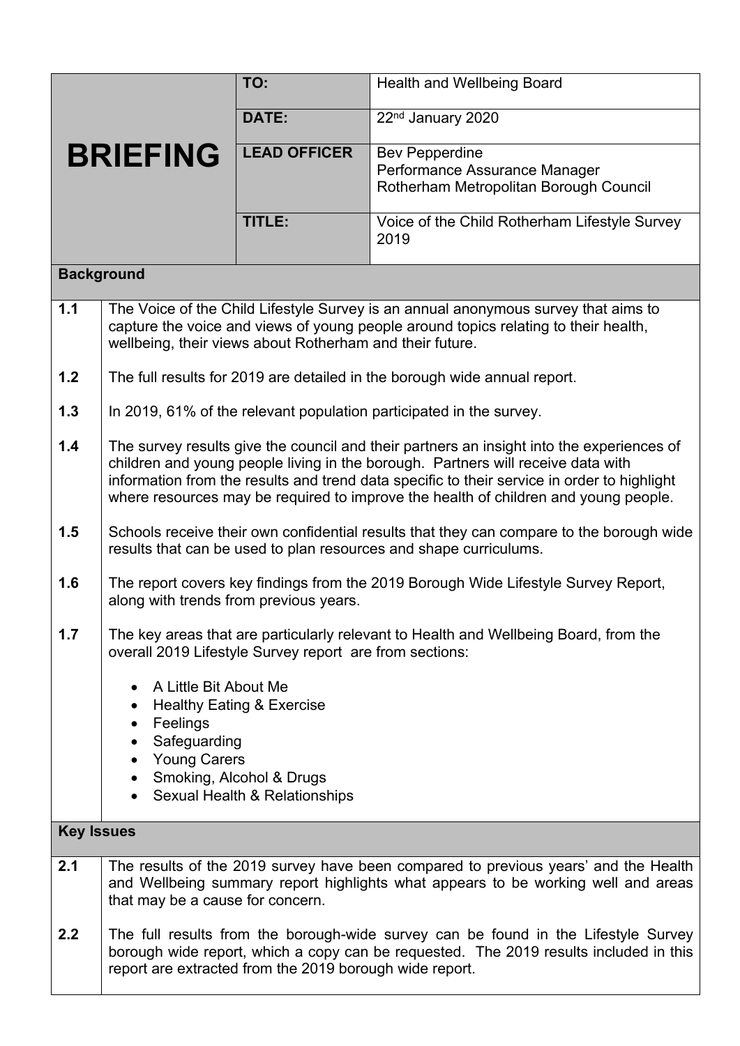# BRIEFING

| | |
|---|---|
| **TO:** | Health and Wellbeing Board |
| **DATE:** | 22nd January 2020 |
| **LEAD OFFICER** | Bev Pepperdine<br>Performance Assurance Manager<br>Rotherham Metropolitan Borough Council |
| **TITLE:** | Voice of the Child Rotherham Lifestyle Survey 2019 |

## Background

**1.1** The Voice of the Child Lifestyle Survey is an annual anonymous survey that aims to capture the voice and views of young people around topics relating to their health, wellbeing, their views about Rotherham and their future.

**1.2** The full results for 2019 are detailed in the borough wide annual report.

**1.3** In 2019, 61% of the relevant population participated in the survey.

**1.4** The survey results give the council and their partners an insight into the experiences of children and young people living in the borough. Partners will receive data with information from the results and trend data specific to their service in order to highlight where resources may be required to improve the health of children and young people.

**1.5** Schools receive their own confidential results that they can compare to the borough wide results that can be used to plan resources and shape curriculums.

**1.6** The report covers key findings from the 2019 Borough Wide Lifestyle Survey Report, along with trends from previous years.

**1.7** The key areas that are particularly relevant to Health and Wellbeing Board, from the overall 2019 Lifestyle Survey report are from sections:

- A Little Bit About Me
- Healthy Eating & Exercise
- Feelings
- Safeguarding
- Young Carers
- Smoking, Alcohol & Drugs
- Sexual Health & Relationships

## Key Issues

**2.1** The results of the 2019 survey have been compared to previous years' and the Health and Wellbeing summary report highlights what appears to be working well and areas that may be a cause for concern.

**2.2** The full results from the borough-wide survey can be found in the Lifestyle Survey borough wide report, which a copy can be requested. The 2019 results included in this report are extracted from the 2019 borough wide report.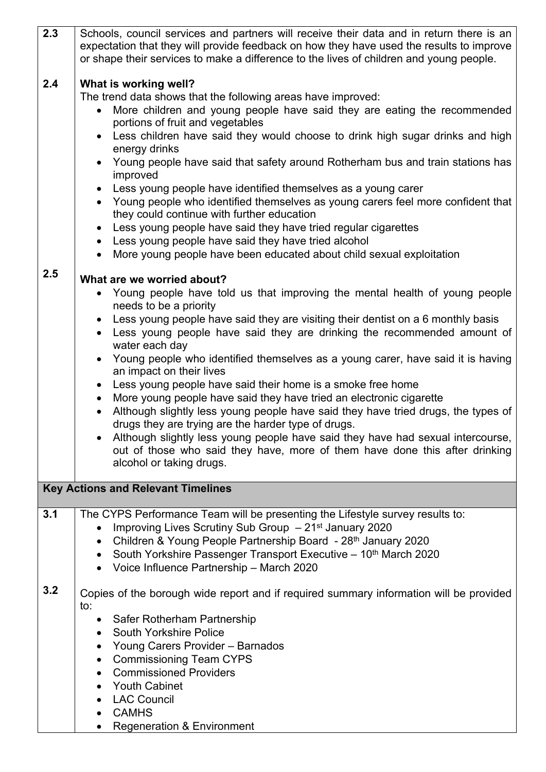**2.3** Schools, council services and partners will receive their data and in return there is an expectation that they will provide feedback on how they have used the results to improve or shape their services to make a difference to the lives of children and young people.

**2.4** **What is working well?**

The trend data shows that the following areas have improved:

- More children and young people have said they are eating the recommended portions of fruit and vegetables
- Less children have said they would choose to drink high sugar drinks and high energy drinks
- Young people have said that safety around Rotherham bus and train stations has improved
- Less young people have identified themselves as a young carer
- Young people who identified themselves as young carers feel more confident that they could continue with further education
- Less young people have said they have tried regular cigarettes
- Less young people have said they have tried alcohol
- More young people have been educated about child sexual exploitation

**2.5** **What are we worried about?**

- Young people have told us that improving the mental health of young people needs to be a priority
- Less young people have said they are visiting their dentist on a 6 monthly basis
- Less young people have said they are drinking the recommended amount of water each day
- Young people who identified themselves as a young carer, have said it is having an impact on their lives
- Less young people have said their home is a smoke free home
- More young people have said they have tried an electronic cigarette
- Although slightly less young people have said they have tried drugs, the types of drugs they are trying are the harder type of drugs.
- Although slightly less young people have said they have had sexual intercourse, out of those who said they have, more of them have done this after drinking alcohol or taking drugs.

## Key Actions and Relevant Timelines

**3.1** The CYPS Performance Team will be presenting the Lifestyle survey results to:

- Improving Lives Scrutiny Sub Group – 21st January 2020
- Children & Young People Partnership Board - 28th January 2020
- South Yorkshire Passenger Transport Executive – 10th March 2020
- Voice Influence Partnership – March 2020

**3.2** Copies of the borough wide report and if required summary information will be provided to:

- Safer Rotherham Partnership
- South Yorkshire Police
- Young Carers Provider – Barnados
- Commissioning Team CYPS
- Commissioned Providers
- Youth Cabinet
- LAC Council
- CAMHS
- Regeneration & Environment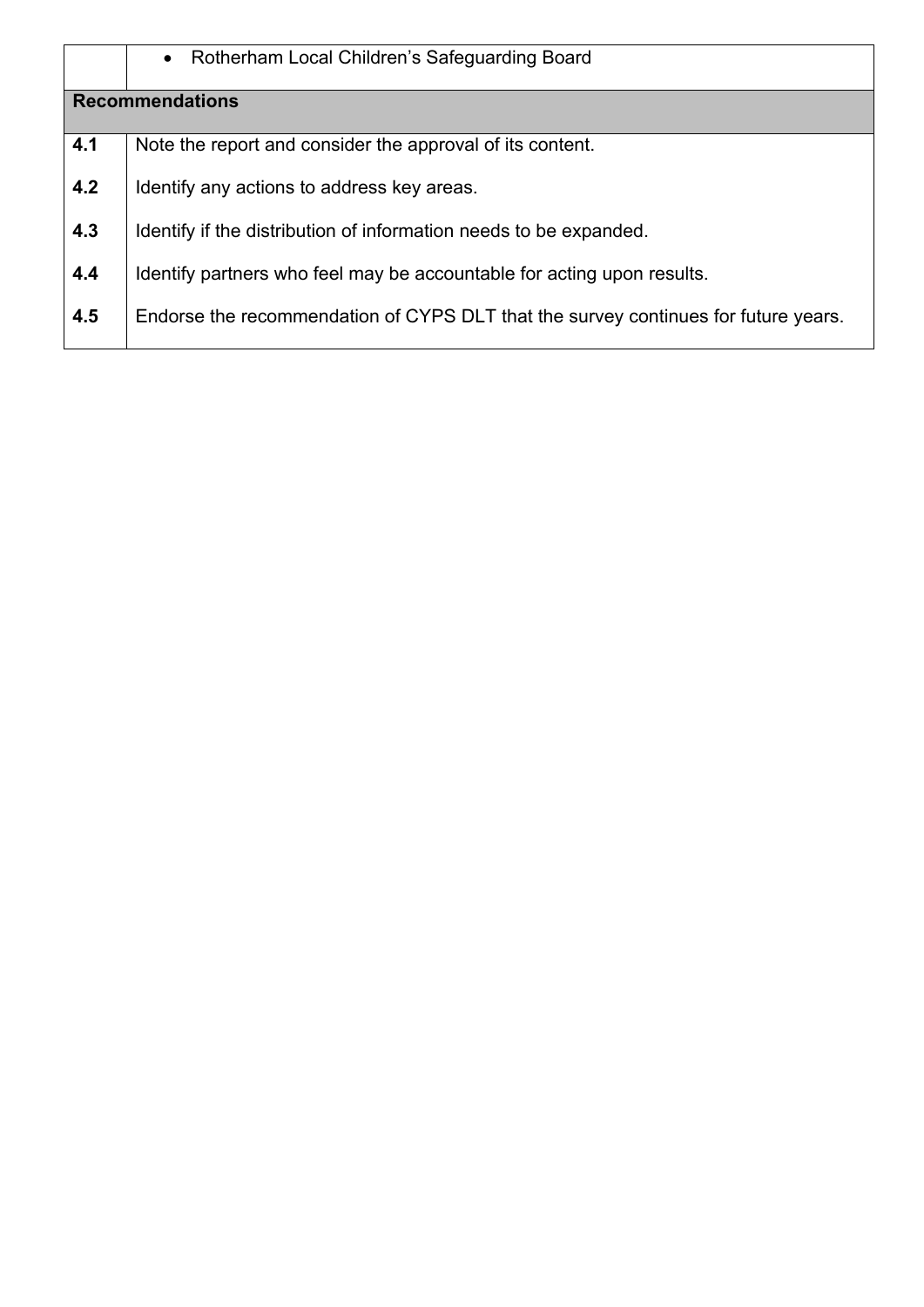| | |
|---|---|
| | • Rotherham Local Children's Safeguarding Board |
| **Recommendations** | |
| **4.1** | Note the report and consider the approval of its content. |
| **4.2** | Identify any actions to address key areas. |
| **4.3** | Identify if the distribution of information needs to be expanded. |
| **4.4** | Identify partners who feel may be accountable for acting upon results. |
| **4.5** | Endorse the recommendation of CYPS DLT that the survey continues for future years. |